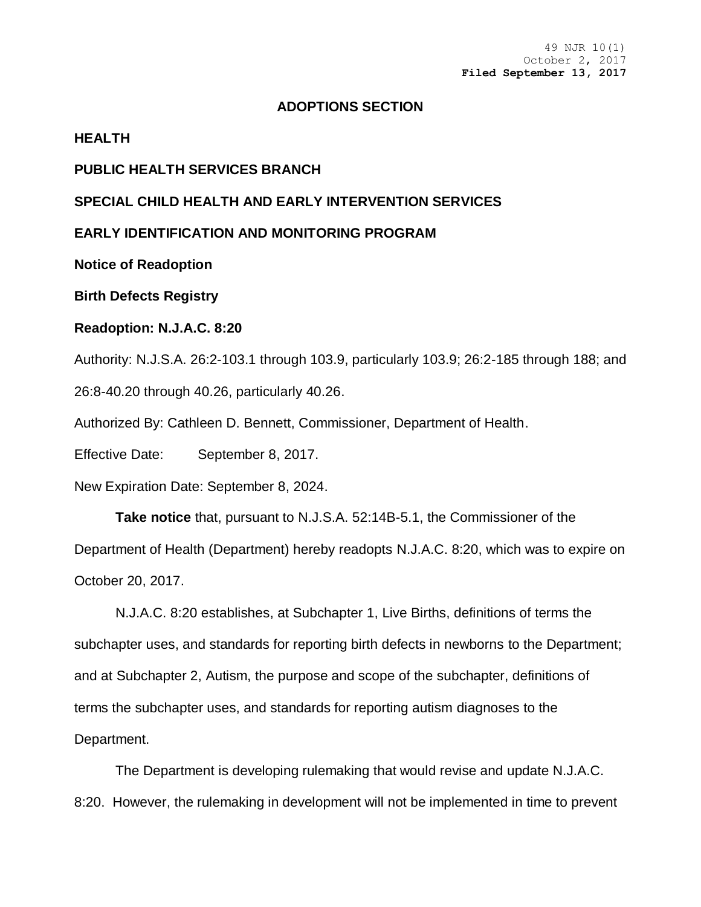49 NJR 10(1)
October 2, 2017
**Filed September 13, 2017**

## ADOPTIONS SECTION

**HEALTH**

**PUBLIC HEALTH SERVICES BRANCH**

**SPECIAL CHILD HEALTH AND EARLY INTERVENTION SERVICES**

**EARLY IDENTIFICATION AND MONITORING PROGRAM**

**Notice of Readoption**

**Birth Defects Registry**

**Readoption: N.J.A.C. 8:20**

Authority: N.J.S.A. 26:2-103.1 through 103.9, particularly 103.9; 26:2-185 through 188; and 26:8-40.20 through 40.26, particularly 40.26.

Authorized By: Cathleen D. Bennett, Commissioner, Department of Health.

Effective Date: September 8, 2017.

New Expiration Date: September 8, 2024.

**Take notice** that, pursuant to N.J.S.A. 52:14B-5.1, the Commissioner of the Department of Health (Department) hereby readopts N.J.A.C. 8:20, which was to expire on October 20, 2017.

N.J.A.C. 8:20 establishes, at Subchapter 1, Live Births, definitions of terms the subchapter uses, and standards for reporting birth defects in newborns to the Department; and at Subchapter 2, Autism, the purpose and scope of the subchapter, definitions of terms the subchapter uses, and standards for reporting autism diagnoses to the Department.

The Department is developing rulemaking that would revise and update N.J.A.C. 8:20. However, the rulemaking in development will not be implemented in time to prevent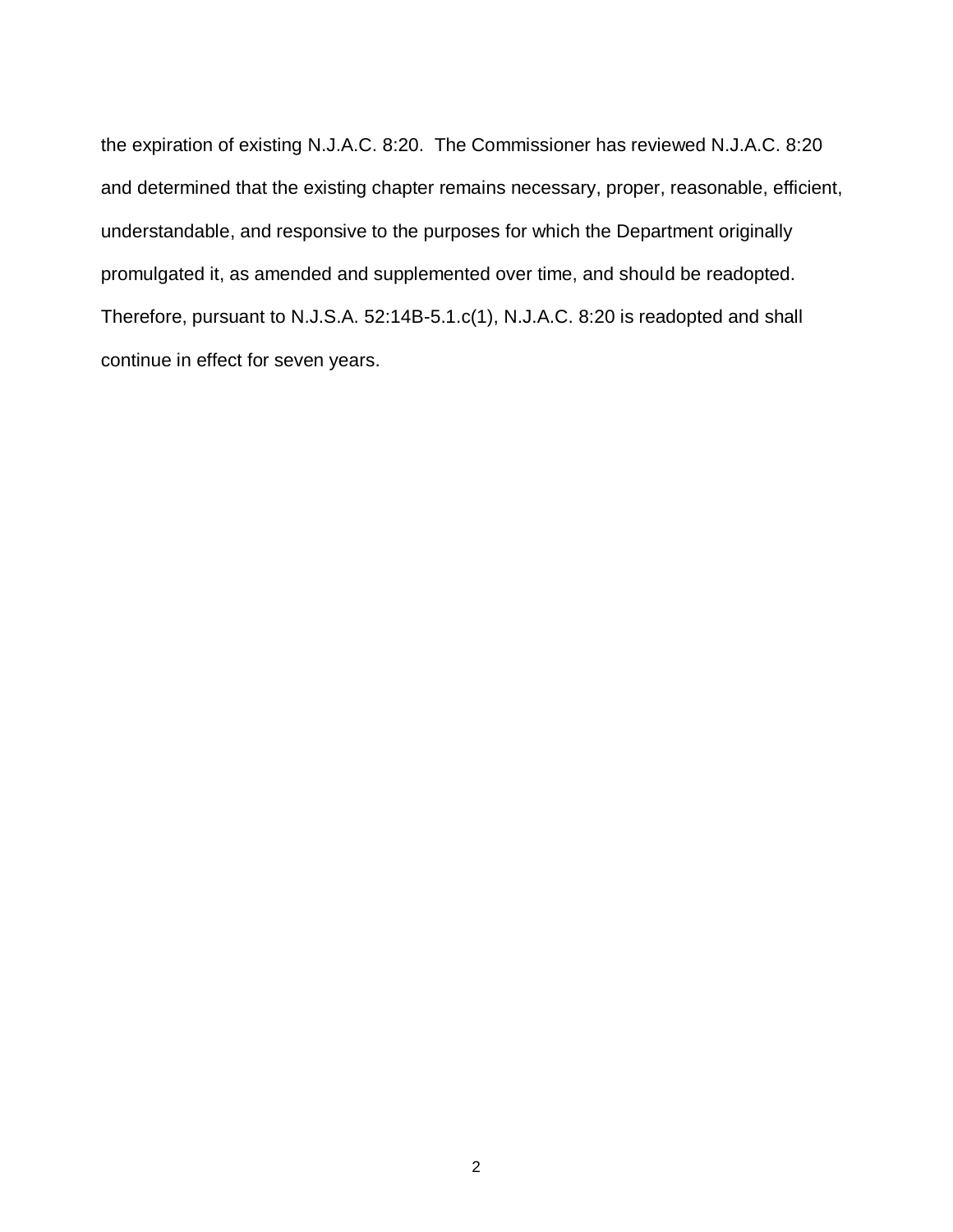the expiration of existing N.J.A.C. 8:20. The Commissioner has reviewed N.J.A.C. 8:20 and determined that the existing chapter remains necessary, proper, reasonable, efficient, understandable, and responsive to the purposes for which the Department originally promulgated it, as amended and supplemented over time, and should be readopted. Therefore, pursuant to N.J.S.A. 52:14B-5.1.c(1), N.J.A.C. 8:20 is readopted and shall continue in effect for seven years.